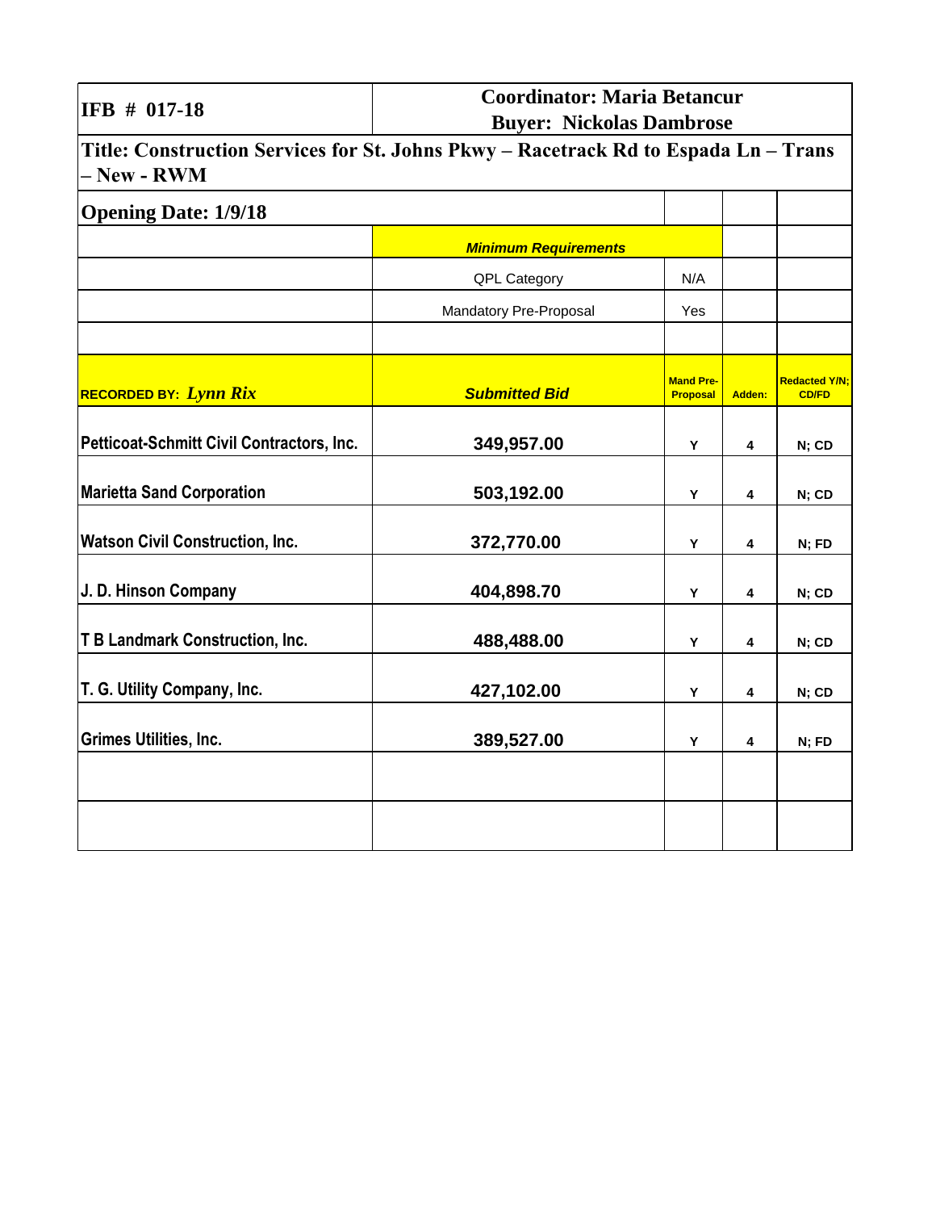| IFB # 017-18 | Coordinator: Maria Betancur<br>Buyer: Nickolas Dambrose | | | |
|---|---|---|---|---|
| **Title: Construction Services for St. Johns Pkwy – Racetrack Rd to Espada Ln – Trans – New - RWM** | | | | |
| **Opening Date: 1/9/18** | | | | |
| | ***Minimum Requirements*** | | | |
| | QPL Category | N/A | | |
| | Mandatory Pre-Proposal | Yes | | |
| | | | | |
| **RECORDED BY:** ***Lynn Rix*** | ***Submitted Bid*** | **Mand Pre-Proposal** | **Adden:** | **Redacted Y/N; CD/FD** |
| **Petticoat-Schmitt Civil Contractors, Inc.** | **349,957.00** | **Y** | **4** | **N; CD** |
| **Marietta Sand Corporation** | **503,192.00** | **Y** | **4** | **N; CD** |
| **Watson Civil Construction, Inc.** | **372,770.00** | **Y** | **4** | **N; FD** |
| **J. D. Hinson Company** | **404,898.70** | **Y** | **4** | **N; CD** |
| **T B Landmark Construction, Inc.** | **488,488.00** | **Y** | **4** | **N; CD** |
| **T. G. Utility Company, Inc.** | **427,102.00** | **Y** | **4** | **N; CD** |
| **Grimes Utilities, Inc.** | **389,527.00** | **Y** | **4** | **N; FD** |
| | | | | |
| | | | | |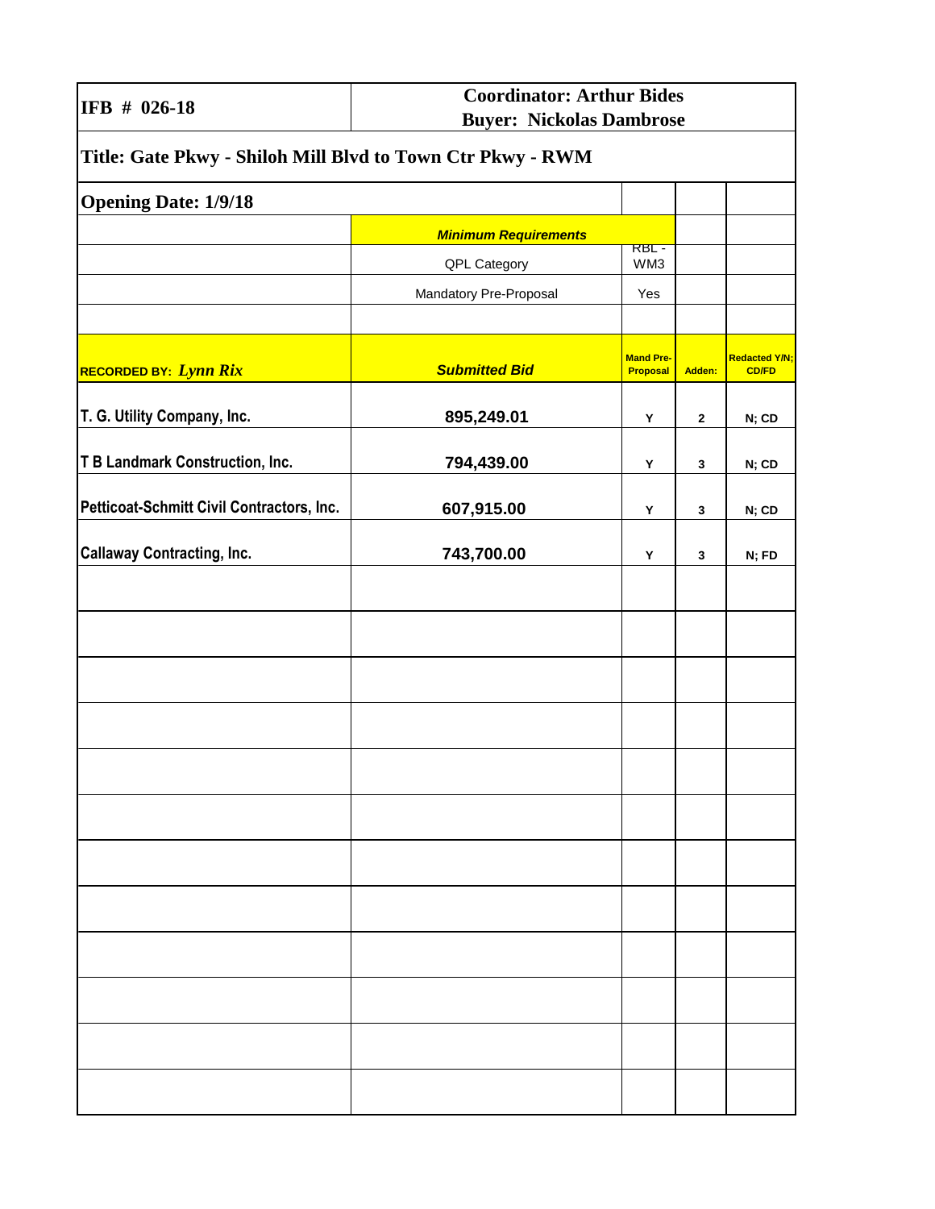| IFB # 026-18 | Coordinator: Arthur Bides<br>Buyer: Nickolas Dambrose | | | |
|---|---|---|---|---|
| **Title: Gate Pkwy - Shiloh Mill Blvd to Town Ctr Pkwy - RWM** | | | | |
| **Opening Date: 1/9/18** | | | | |
| | *Minimum Requirements* | | | |
| | QPL Category | RBL - WM3 | | |
| | Mandatory Pre-Proposal | Yes | | |
| | | | | |
| **RECORDED BY:** *Lynn Rix* | *Submitted Bid* | Mand Pre-Proposal | Adden: | Redacted Y/N; CD/FD |
| T. G. Utility Company, Inc. | 895,249.01 | Y | 2 | N; CD |
| T B Landmark Construction, Inc. | 794,439.00 | Y | 3 | N; CD |
| Petticoat-Schmitt Civil Contractors, Inc. | 607,915.00 | Y | 3 | N; CD |
| Callaway Contracting, Inc. | 743,700.00 | Y | 3 | N; FD |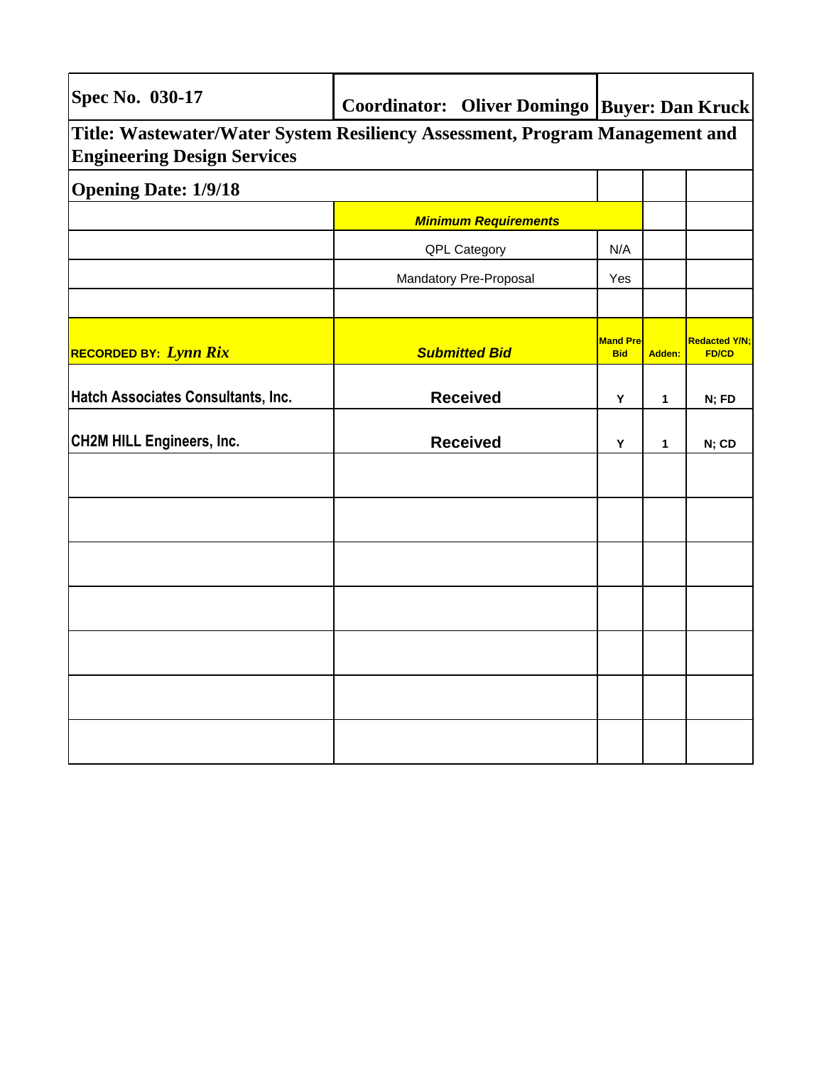| **Spec No. 030-17** | **Coordinator: Oliver Domingo** | **Buyer: Dan Kruck** | | |
|---|---|---|---|---|
| **Title: Wastewater/Water System Resiliency Assessment, Program Management and Engineering Design Services** | | | | |
| **Opening Date: 1/9/18** | | | | |
| | ***Minimum Requirements*** | | | |
| | QPL Category | N/A | | |
| | Mandatory Pre-Proposal | Yes | | |
| | | | | |
| **RECORDED BY:** ***Lynn Rix*** | ***Submitted Bid*** | **Mand Pre-Bid** | **Adden:** | **Redacted Y/N; FD/CD** |
| **Hatch Associates Consultants, Inc.** | **Received** | **Y** | **1** | **N; FD** |
| **CH2M HILL Engineers, Inc.** | **Received** | **Y** | **1** | **N; CD** |
| | | | | |
| | | | | |
| | | | | |
| | | | | |
| | | | | |
| | | | | |
| | | | | |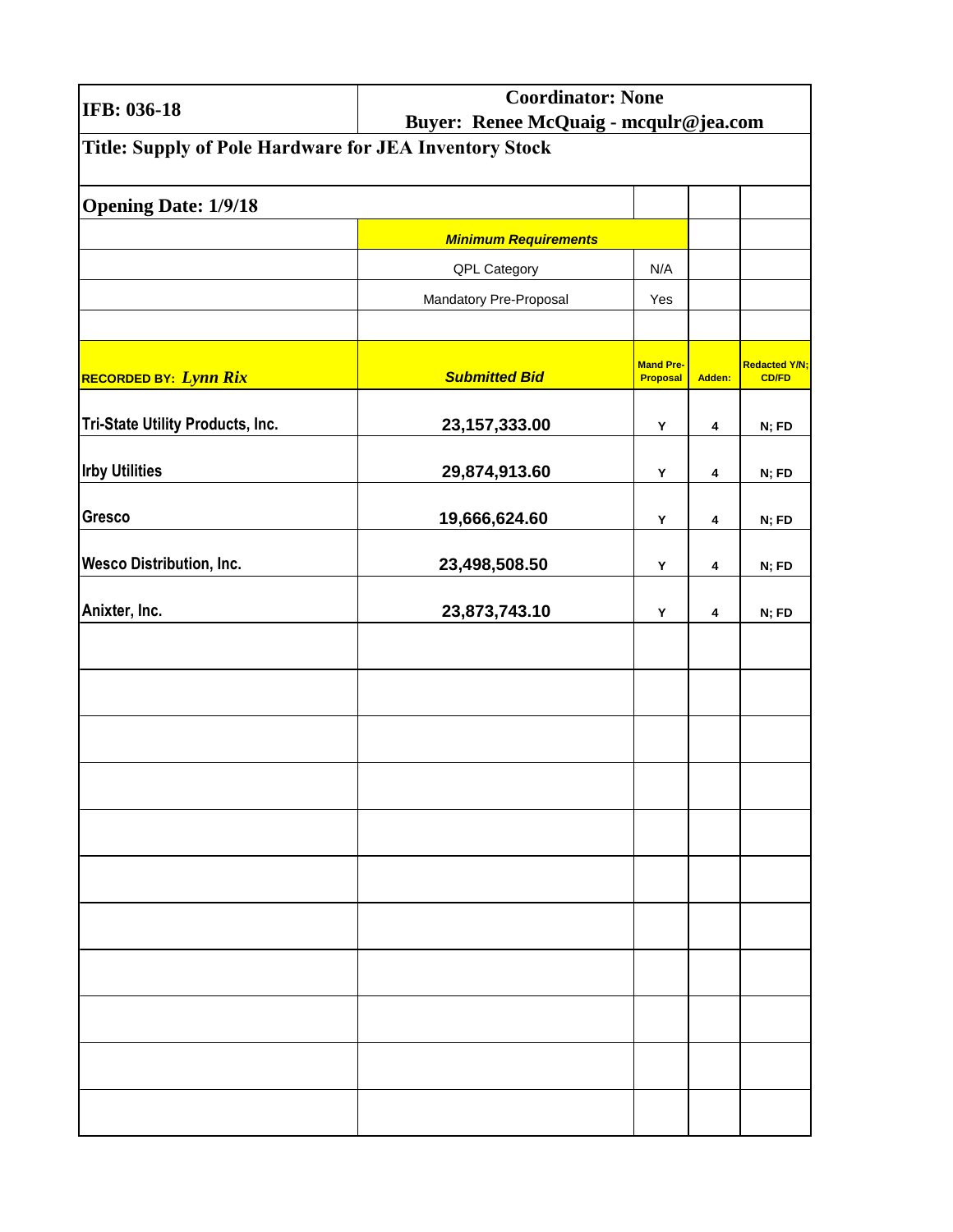| IFB: 036-18 | Coordinator: None<br>Buyer: Renee McQuaig - mcqulr@jea.com | | | |
|---|---|---|---|---|
| **Title: Supply of Pole Hardware for JEA Inventory Stock** | | | | |
| **Opening Date: 1/9/18** | | | | |
| | ***Minimum Requirements*** | | | |
| | QPL Category | N/A | | |
| | Mandatory Pre-Proposal | Yes | | |
| | | | | |
| **RECORDED BY:** ***Lynn Rix*** | ***Submitted Bid*** | **Mand Pre-Proposal** | **Adden:** | **Redacted Y/N; CD/FD** |
| **Tri-State Utility Products, Inc.** | **23,157,333.00** | **Y** | **4** | **N; FD** |
| **Irby Utilities** | **29,874,913.60** | **Y** | **4** | **N; FD** |
| **Gresco** | **19,666,624.60** | **Y** | **4** | **N; FD** |
| **Wesco Distribution, Inc.** | **23,498,508.50** | **Y** | **4** | **N; FD** |
| **Anixter, Inc.** | **23,873,743.10** | **Y** | **4** | **N; FD** |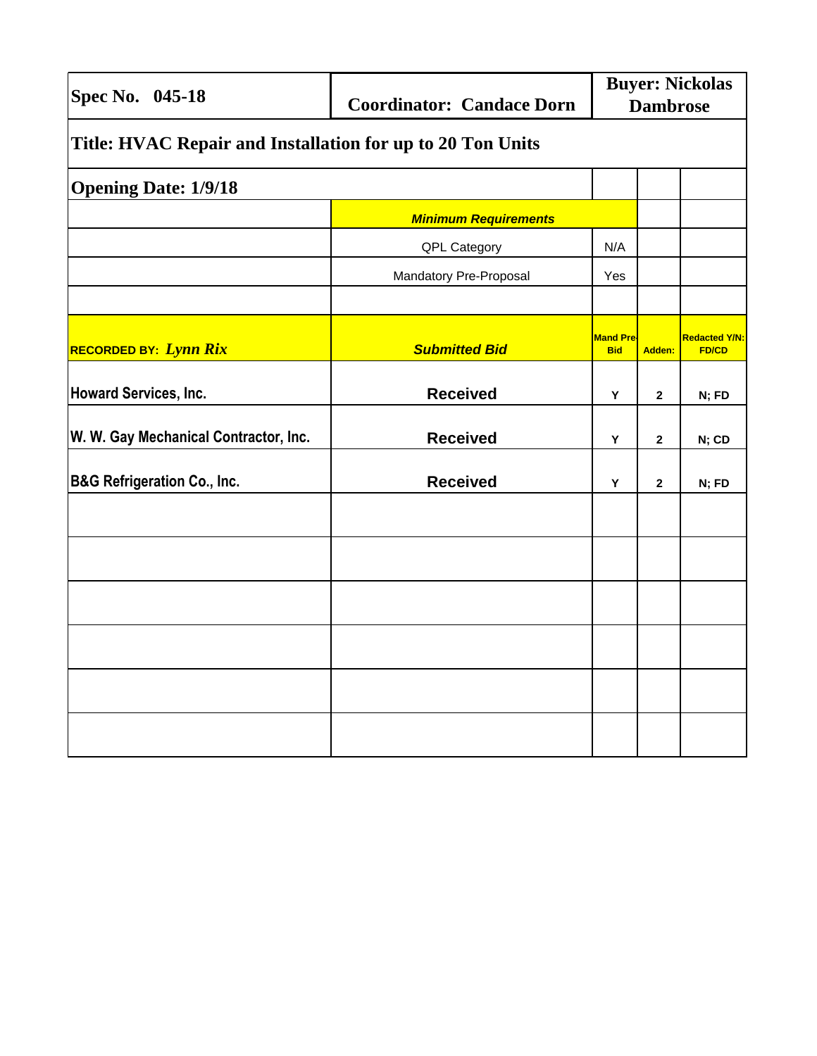| Spec No. 045-18 | Coordinator: Candace Dorn | Buyer: Nickolas Dambrose | | |
|---|---|---|---|---|
| **Title: HVAC Repair and Installation for up to 20 Ton Units** | | | | |
| **Opening Date: 1/9/18** | | | | |
| | ***Minimum Requirements*** | | | |
| | QPL Category | N/A | | |
| | Mandatory Pre-Proposal | Yes | | |
| | | | | |
| **RECORDED BY:** ***Lynn Rix*** | ***Submitted Bid*** | **Mand Pre-Bid** | **Adden:** | **Redacted Y/N: FD/CD** |
| **Howard Services, Inc.** | **Received** | **Y** | **2** | **N; FD** |
| **W. W. Gay Mechanical Contractor, Inc.** | **Received** | **Y** | **2** | **N; CD** |
| **B&G Refrigeration Co., Inc.** | **Received** | **Y** | **2** | **N; FD** |
| | | | | |
| | | | | |
| | | | | |
| | | | | |
| | | | | |
| | | | | |